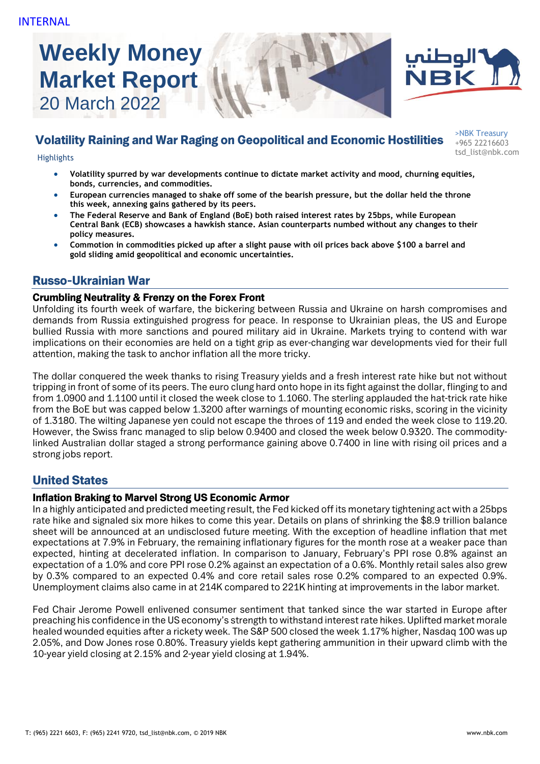INTERNAL

# Weekly Money Market Report

20 March 2022

## Volatility Raining and War Raging on Geopolitical and Economic Hostilities

>NBK Treasury
+965 22216603
tsd_list@nbk.com

Highlights

- **Volatility spurred by war developments continue to dictate market activity and mood, churning equities, bonds, currencies, and commodities.**
- **European currencies managed to shake off some of the bearish pressure, but the dollar held the throne this week, annexing gains gathered by its peers.**
- **The Federal Reserve and Bank of England (BoE) both raised interest rates by 25bps, while European Central Bank (ECB) showcases a hawkish stance. Asian counterparts numbed without any changes to their policy measures.**
- **Commotion in commodities picked up after a slight pause with oil prices back above $100 a barrel and gold sliding amid geopolitical and economic uncertainties.**

## Russo-Ukrainian War

### Crumbling Neutrality & Frenzy on the Forex Front

Unfolding its fourth week of warfare, the bickering between Russia and Ukraine on harsh compromises and demands from Russia extinguished progress for peace. In response to Ukrainian pleas, the US and Europe bullied Russia with more sanctions and poured military aid in Ukraine. Markets trying to contend with war implications on their economies are held on a tight grip as ever-changing war developments vied for their full attention, making the task to anchor inflation all the more tricky.

The dollar conquered the week thanks to rising Treasury yields and a fresh interest rate hike but not without tripping in front of some of its peers. The euro clung hard onto hope in its fight against the dollar, flinging to and from 1.0900 and 1.1100 until it closed the week close to 1.1060. The sterling applauded the hat-trick rate hike from the BoE but was capped below 1.3200 after warnings of mounting economic risks, scoring in the vicinity of 1.3180. The wilting Japanese yen could not escape the throes of 119 and ended the week close to 119.20. However, the Swiss franc managed to slip below 0.9400 and closed the week below 0.9320. The commodity-linked Australian dollar staged a strong performance gaining above 0.7400 in line with rising oil prices and a strong jobs report.

## United States

### Inflation Braking to Marvel Strong US Economic Armor

In a highly anticipated and predicted meeting result, the Fed kicked off its monetary tightening act with a 25bps rate hike and signaled six more hikes to come this year. Details on plans of shrinking the $8.9 trillion balance sheet will be announced at an undisclosed future meeting. With the exception of headline inflation that met expectations at 7.9% in February, the remaining inflationary figures for the month rose at a weaker pace than expected, hinting at decelerated inflation. In comparison to January, February's PPI rose 0.8% against an expectation of a 1.0% and core PPI rose 0.2% against an expectation of a 0.6%. Monthly retail sales also grew by 0.3% compared to an expected 0.4% and core retail sales rose 0.2% compared to an expected 0.9%. Unemployment claims also came in at 214K compared to 221K hinting at improvements in the labor market.

Fed Chair Jerome Powell enlivened consumer sentiment that tanked since the war started in Europe after preaching his confidence in the US economy's strength to withstand interest rate hikes. Uplifted market morale healed wounded equities after a rickety week. The S&P 500 closed the week 1.17% higher, Nasdaq 100 was up 2.05%, and Dow Jones rose 0.80%. Treasury yields kept gathering ammunition in their upward climb with the 10-year yield closing at 2.15% and 2-year yield closing at 1.94%.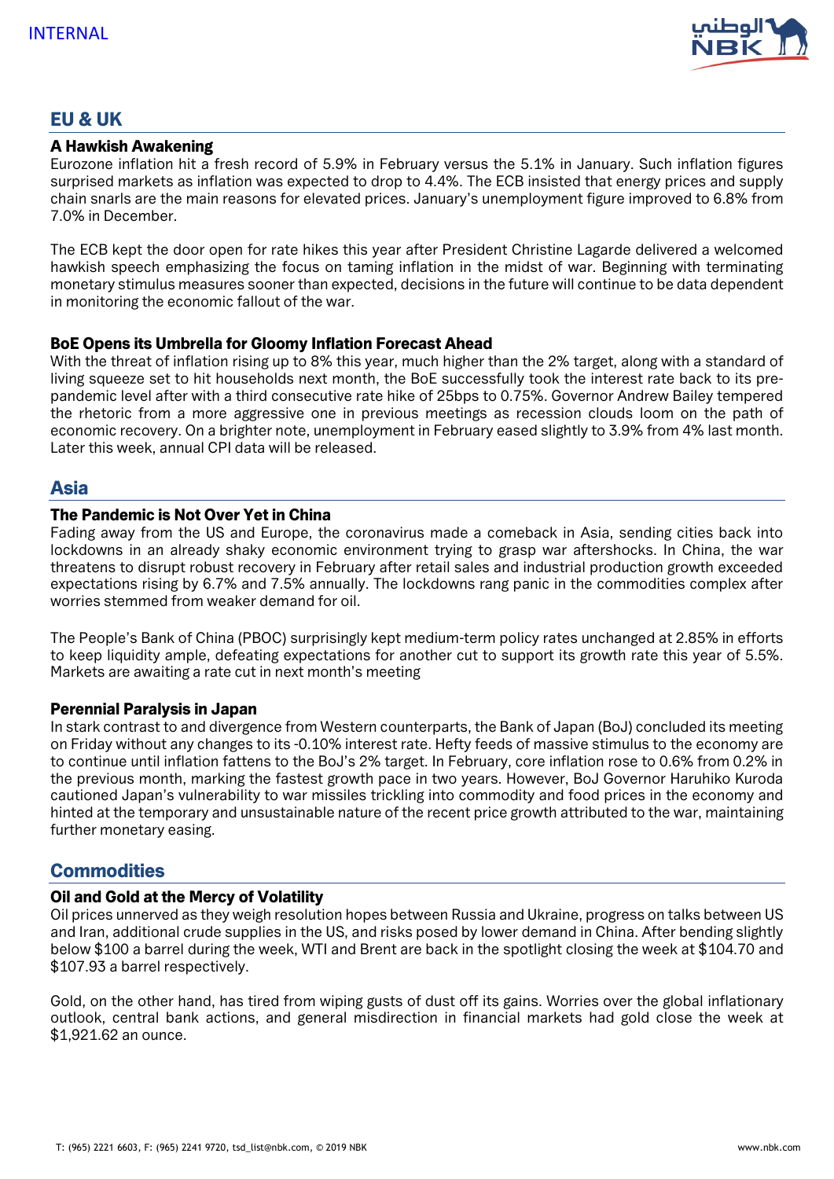## EU & UK

### A Hawkish Awakening

Eurozone inflation hit a fresh record of 5.9% in February versus the 5.1% in January. Such inflation figures surprised markets as inflation was expected to drop to 4.4%. The ECB insisted that energy prices and supply chain snarls are the main reasons for elevated prices. January's unemployment figure improved to 6.8% from 7.0% in December.

The ECB kept the door open for rate hikes this year after President Christine Lagarde delivered a welcomed hawkish speech emphasizing the focus on taming inflation in the midst of war. Beginning with terminating monetary stimulus measures sooner than expected, decisions in the future will continue to be data dependent in monitoring the economic fallout of the war.

### BoE Opens its Umbrella for Gloomy Inflation Forecast Ahead

With the threat of inflation rising up to 8% this year, much higher than the 2% target, along with a standard of living squeeze set to hit households next month, the BoE successfully took the interest rate back to its pre-pandemic level after with a third consecutive rate hike of 25bps to 0.75%. Governor Andrew Bailey tempered the rhetoric from a more aggressive one in previous meetings as recession clouds loom on the path of economic recovery. On a brighter note, unemployment in February eased slightly to 3.9% from 4% last month. Later this week, annual CPI data will be released.

## Asia

### The Pandemic is Not Over Yet in China

Fading away from the US and Europe, the coronavirus made a comeback in Asia, sending cities back into lockdowns in an already shaky economic environment trying to grasp war aftershocks. In China, the war threatens to disrupt robust recovery in February after retail sales and industrial production growth exceeded expectations rising by 6.7% and 7.5% annually. The lockdowns rang panic in the commodities complex after worries stemmed from weaker demand for oil.

The People's Bank of China (PBOC) surprisingly kept medium-term policy rates unchanged at 2.85% in efforts to keep liquidity ample, defeating expectations for another cut to support its growth rate this year of 5.5%. Markets are awaiting a rate cut in next month's meeting

### Perennial Paralysis in Japan

In stark contrast to and divergence from Western counterparts, the Bank of Japan (BoJ) concluded its meeting on Friday without any changes to its -0.10% interest rate. Hefty feeds of massive stimulus to the economy are to continue until inflation fattens to the BoJ's 2% target. In February, core inflation rose to 0.6% from 0.2% in the previous month, marking the fastest growth pace in two years. However, BoJ Governor Haruhiko Kuroda cautioned Japan's vulnerability to war missiles trickling into commodity and food prices in the economy and hinted at the temporary and unsustainable nature of the recent price growth attributed to the war, maintaining further monetary easing.

## Commodities

### Oil and Gold at the Mercy of Volatility

Oil prices unnerved as they weigh resolution hopes between Russia and Ukraine, progress on talks between US and Iran, additional crude supplies in the US, and risks posed by lower demand in China. After bending slightly below $100 a barrel during the week, WTI and Brent are back in the spotlight closing the week at $104.70 and $107.93 a barrel respectively.

Gold, on the other hand, has tired from wiping gusts of dust off its gains. Worries over the global inflationary outlook, central bank actions, and general misdirection in financial markets had gold close the week at $1,921.62 an ounce.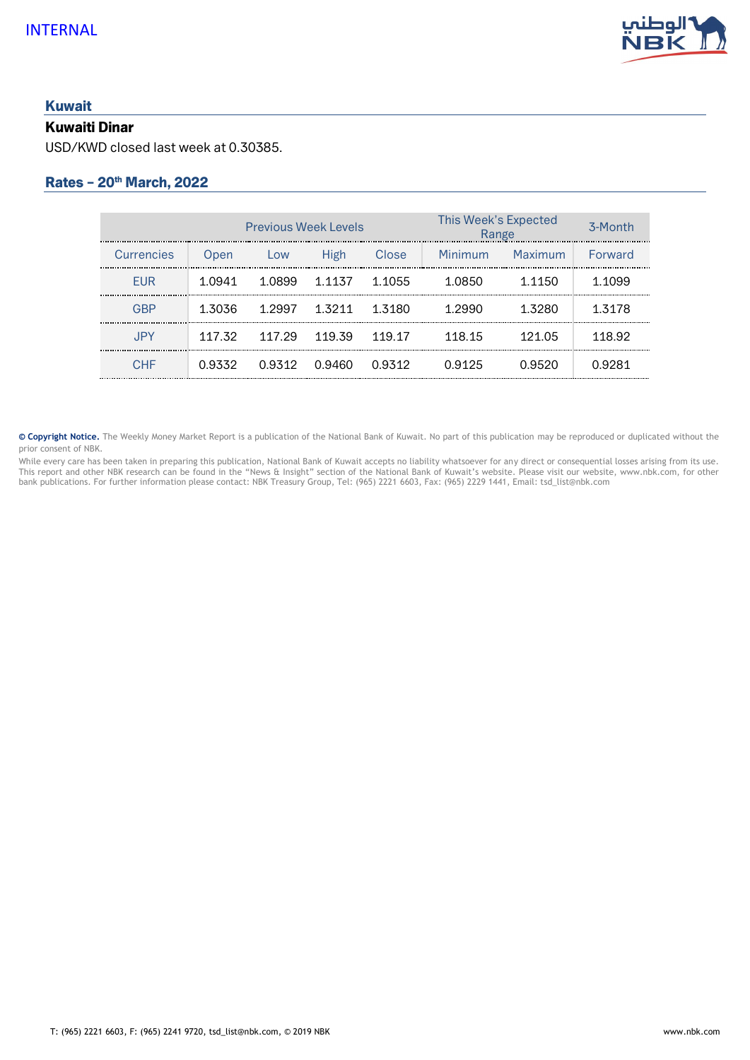## Kuwait

### Kuwaiti Dinar

USD/KWD closed last week at 0.30385.

## Rates – 20th March, 2022

| | Previous Week Levels | | | | This Week's Expected Range | | 3-Month |
|---|---|---|---|---|---|---|---|
| Currencies | Open | Low | High | Close | Minimum | Maximum | Forward |
| EUR | 1.0941 | 1.0899 | 1.1137 | 1.1055 | 1.0850 | 1.1150 | 1.1099 |
| GBP | 1.3036 | 1.2997 | 1.3211 | 1.3180 | 1.2990 | 1.3280 | 1.3178 |
| JPY | 117.32 | 117.29 | 119.39 | 119.17 | 118.15 | 121.05 | 118.92 |
| CHF | 0.9332 | 0.9312 | 0.9460 | 0.9312 | 0.9125 | 0.9520 | 0.9281 |

**© Copyright Notice.** The Weekly Money Market Report is a publication of the National Bank of Kuwait. No part of this publication may be reproduced or duplicated without the prior consent of NBK.

While every care has been taken in preparing this publication, National Bank of Kuwait accepts no liability whatsoever for any direct or consequential losses arising from its use. This report and other NBK research can be found in the "News & Insight" section of the National Bank of Kuwait's website. Please visit our website, www.nbk.com, for other bank publications. For further information please contact: NBK Treasury Group, Tel: (965) 2221 6603, Fax: (965) 2229 1441, Email: tsd_list@nbk.com